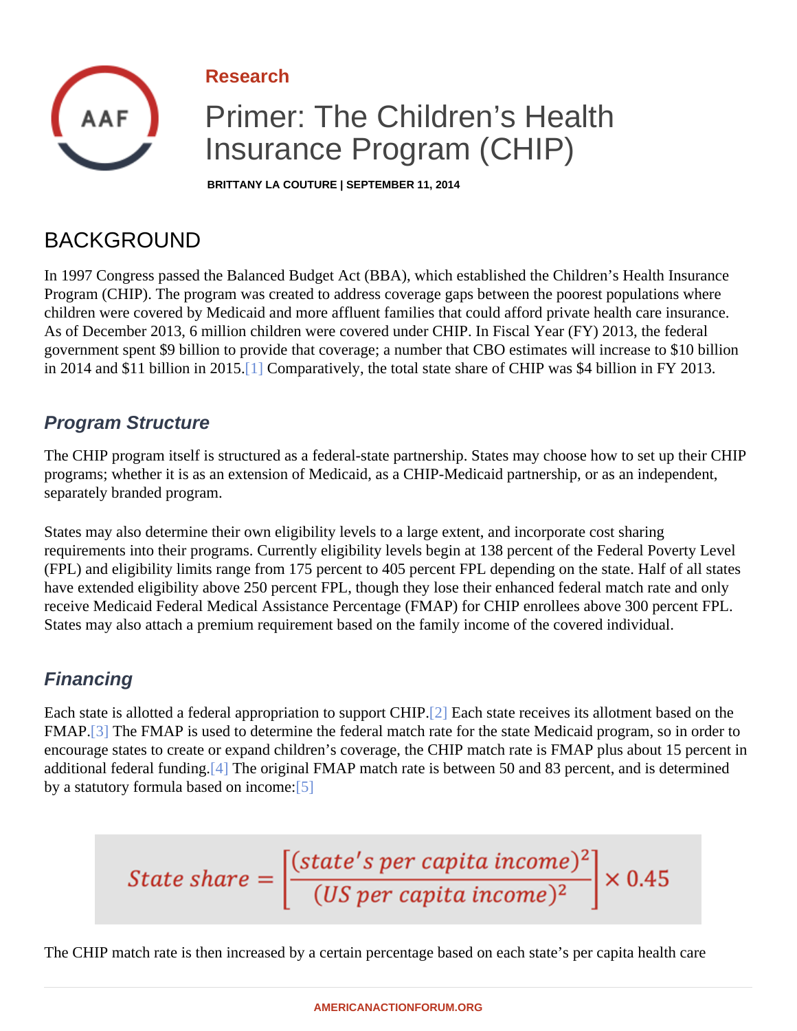Research

# Primer: The Children's Health Insurance Program (CHIP)

BRITTANY LA COUTURE | SEPTEMBER 11, 2014

## BACKGROUND

In 1997 Congress passed the Balanced Budget Act (BBA), which established the Children's Health Insurance Program (CHIP). The program was created to address coverage gaps between the poorest populations where children were covered by Medicaid and more affluent families that could afford private health care insurance. As of December 2013, 6 million children were covered under CHIP. In Fiscal Year (FY) 2013, the federal government spent $9 billion to provide that coverage; a number that CBO estimates will increase to $10 billion in 2014 and $11 billion in 2015.[1] Comparatively, the total state share of CHIP was $4 billion in FY 2013.

### *Program Structure*

The CHIP program itself is structured as a federal-state partnership. States may choose how to set up their CHIP programs; whether it is as an extension of Medicaid, as a CHIP-Medicaid partnership, or as an independent, separately branded program.

States may also determine their own eligibility levels to a large extent, and incorporate cost sharing requirements into their programs. Currently eligibility levels begin at 138 percent of the Federal Poverty Level (FPL) and eligibility limits range from 175 percent to 405 percent FPL depending on the state. Half of all states have extended eligibility above 250 percent FPL, though they lose their enhanced federal match rate and only receive Medicaid Federal Medical Assistance Percentage (FMAP) for CHIP enrollees above 300 percent FPL. States may also attach a premium requirement based on the family income of the covered individual.

### *Financing*

Each state is allotted a federal appropriation to support CHIP.[2] Each state receives its allotment based on the FMAP.[3] The FMAP is used to determine the federal match rate for the state Medicaid program, so in order to encourage states to create or expand children's coverage, the CHIP match rate is FMAP plus about 15 percent in additional federal funding.[4] The original FMAP match rate is between 50 and 83 percent, and is determined by a statutory formula based on income:[5]

$$State\ share = \left[\frac{(state's\ per\ capita\ income)^2}{(US\ per\ capita\ income)^2}\right] \times 0.45$$

The CHIP match rate is then increased by a certain percentage based on each state's per capita health care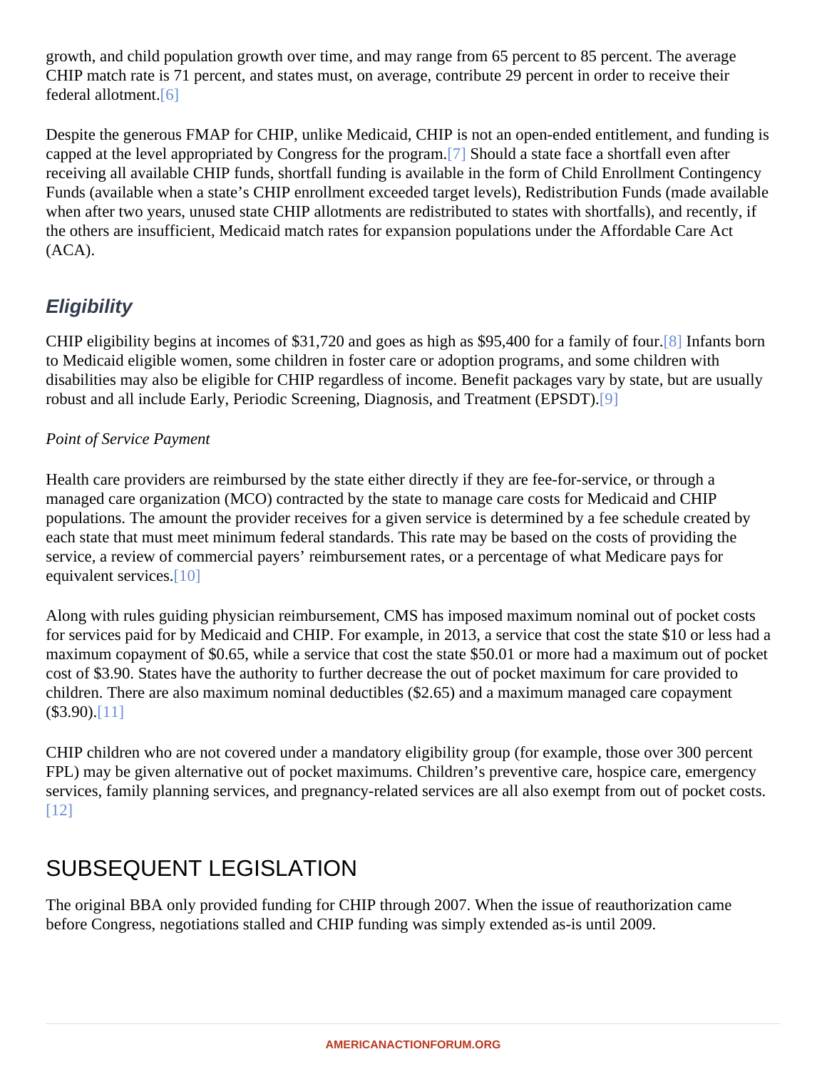growth, and child population growth over time, and may range from 65 percent to 85 percent. The average CHIP match rate is 71 percent, and states must, on average, contribute 29 percent in order to receive their federal allotment.[6]

Despite the generous FMAP for CHIP, unlike Medicaid, CHIP is not an open-ended entitlement, and funding is capped at the level appropriated by Congress for the program.[7] Should a state face a shortfall even after receiving all available CHIP funds, shortfall funding is available in the form of Child Enrollment Contingency Funds (available when a state's CHIP enrollment exceeded target levels), Redistribution Funds (made available when after two years, unused state CHIP allotments are redistributed to states with shortfalls), and recently, if the others are insufficient, Medicaid match rates for expansion populations under the Affordable Care Act (ACA).

### *Eligibility*

CHIP eligibility begins at incomes of $31,720 and goes as high as $95,400 for a family of four.[8] Infants born to Medicaid eligible women, some children in foster care or adoption programs, and some children with disabilities may also be eligible for CHIP regardless of income. Benefit packages vary by state, but are usually robust and all include Early, Periodic Screening, Diagnosis, and Treatment (EPSDT).[9]

*Point of Service Payment*

Health care providers are reimbursed by the state either directly if they are fee-for-service, or through a managed care organization (MCO) contracted by the state to manage care costs for Medicaid and CHIP populations. The amount the provider receives for a given service is determined by a fee schedule created by each state that must meet minimum federal standards. This rate may be based on the costs of providing the service, a review of commercial payers' reimbursement rates, or a percentage of what Medicare pays for equivalent services.[10]

Along with rules guiding physician reimbursement, CMS has imposed maximum nominal out of pocket costs for services paid for by Medicaid and CHIP. For example, in 2013, a service that cost the state $10 or less had a maximum copayment of $0.65, while a service that cost the state $50.01 or more had a maximum out of pocket cost of $3.90. States have the authority to further decrease the out of pocket maximum for care provided to children. There are also maximum nominal deductibles ($2.65) and a maximum managed care copayment ($3.90).[11]

CHIP children who are not covered under a mandatory eligibility group (for example, those over 300 percent FPL) may be given alternative out of pocket maximums. Children's preventive care, hospice care, emergency services, family planning services, and pregnancy-related services are all also exempt from out of pocket costs.[12]

## SUBSEQUENT LEGISLATION

The original BBA only provided funding for CHIP through 2007. When the issue of reauthorization came before Congress, negotiations stalled and CHIP funding was simply extended as-is until 2009.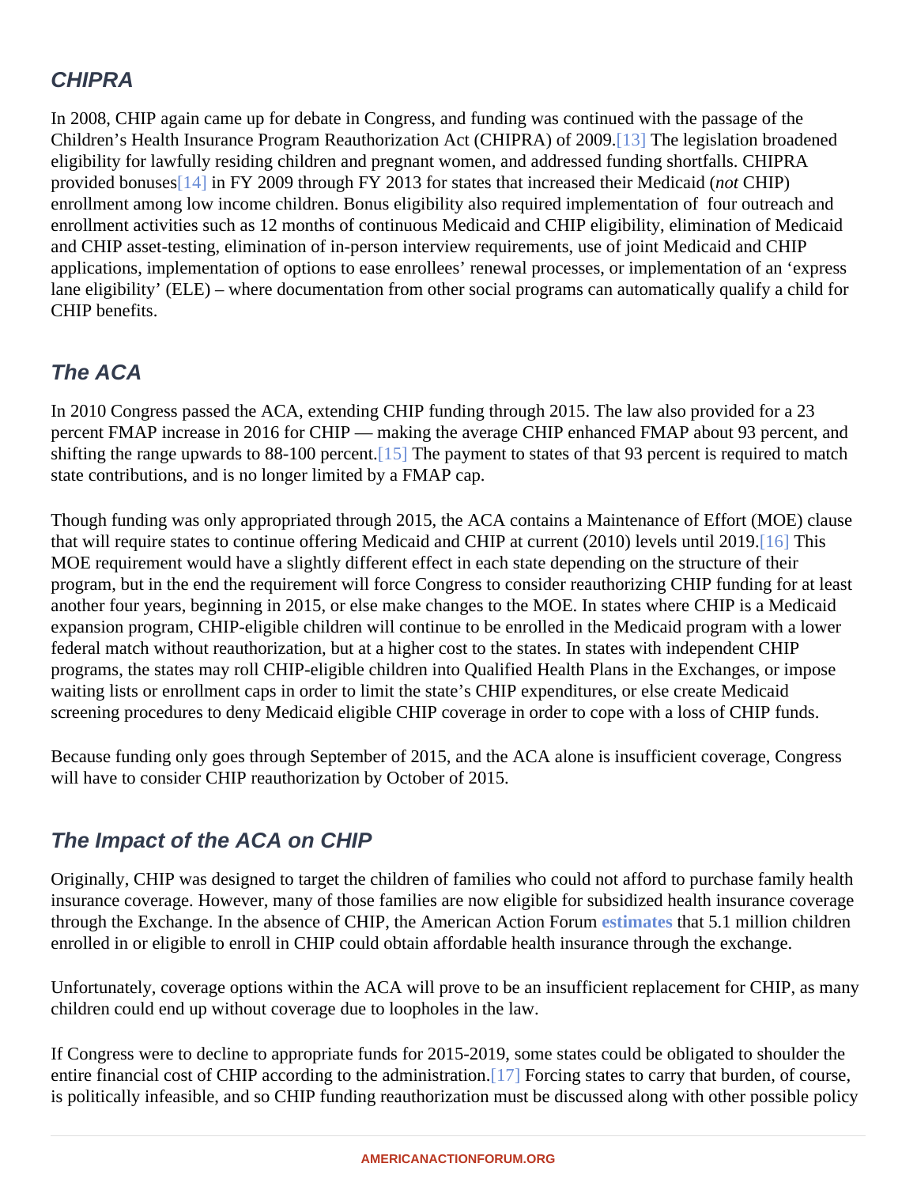## CHIPRA

In 2008, CHIP again came up for debate in Congress, and funding was continued with the passage of the Children's Health Insurance Program Reauthorization Act (CHIPRA) of 2009.[13] The legislation broadened eligibility for lawfully residing children and pregnant women, and addressed funding shortfalls. CHIPRA provided bonuses[14] in FY 2009 through FY 2013 for states that increased their Medicaid (*not* CHIP) enrollment among low income children. Bonus eligibility also required implementation of four outreach and enrollment activities such as 12 months of continuous Medicaid and CHIP eligibility, elimination of Medicaid and CHIP asset-testing, elimination of in-person interview requirements, use of joint Medicaid and CHIP applications, implementation of options to ease enrollees' renewal processes, or implementation of an 'express lane eligibility' (ELE) – where documentation from other social programs can automatically qualify a child for CHIP benefits.

## The ACA

In 2010 Congress passed the ACA, extending CHIP funding through 2015. The law also provided for a 23 percent FMAP increase in 2016 for CHIP — making the average CHIP enhanced FMAP about 93 percent, and shifting the range upwards to 88-100 percent.[15] The payment to states of that 93 percent is required to match state contributions, and is no longer limited by a FMAP cap.

Though funding was only appropriated through 2015, the ACA contains a Maintenance of Effort (MOE) clause that will require states to continue offering Medicaid and CHIP at current (2010) levels until 2019.[16] This MOE requirement would have a slightly different effect in each state depending on the structure of their program, but in the end the requirement will force Congress to consider reauthorizing CHIP funding for at least another four years, beginning in 2015, or else make changes to the MOE. In states where CHIP is a Medicaid expansion program, CHIP-eligible children will continue to be enrolled in the Medicaid program with a lower federal match without reauthorization, but at a higher cost to the states. In states with independent CHIP programs, the states may roll CHIP-eligible children into Qualified Health Plans in the Exchanges, or impose waiting lists or enrollment caps in order to limit the state's CHIP expenditures, or else create Medicaid screening procedures to deny Medicaid eligible CHIP coverage in order to cope with a loss of CHIP funds.

Because funding only goes through September of 2015, and the ACA alone is insufficient coverage, Congress will have to consider CHIP reauthorization by October of 2015.

## The Impact of the ACA on CHIP

Originally, CHIP was designed to target the children of families who could not afford to purchase family health insurance coverage. However, many of those families are now eligible for subsidized health insurance coverage through the Exchange. In the absence of CHIP, the American Action Forum **estimates** that 5.1 million children enrolled in or eligible to enroll in CHIP could obtain affordable health insurance through the exchange.

Unfortunately, coverage options within the ACA will prove to be an insufficient replacement for CHIP, as many children could end up without coverage due to loopholes in the law.

If Congress were to decline to appropriate funds for 2015-2019, some states could be obligated to shoulder the entire financial cost of CHIP according to the administration.[17] Forcing states to carry that burden, of course, is politically infeasible, and so CHIP funding reauthorization must be discussed along with other possible policy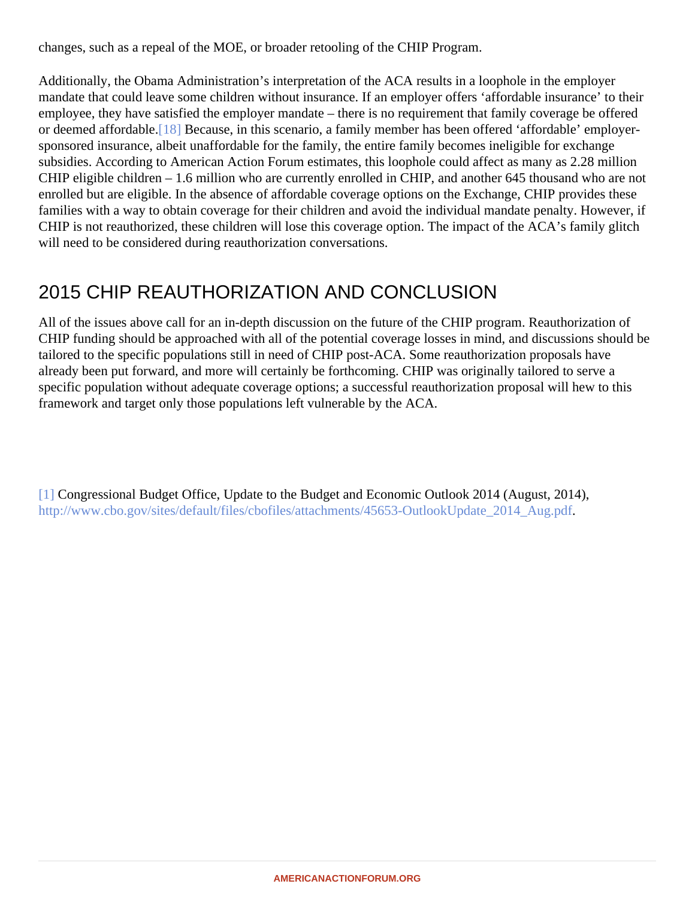changes, such as a repeal of the MOE, or broader retooling of the CHIP Program.

Additionally, the Obama Administration's interpretation of the ACA results in a loophole in the employer mandate that could leave some children without insurance. If an employer offers 'affordable insurance' to their employee, they have satisfied the employer mandate – there is no requirement that family coverage be offered or deemed affordable.[18] Because, in this scenario, a family member has been offered 'affordable' employer-sponsored insurance, albeit unaffordable for the family, the entire family becomes ineligible for exchange subsidies. According to American Action Forum estimates, this loophole could affect as many as 2.28 million CHIP eligible children – 1.6 million who are currently enrolled in CHIP, and another 645 thousand who are not enrolled but are eligible. In the absence of affordable coverage options on the Exchange, CHIP provides these families with a way to obtain coverage for their children and avoid the individual mandate penalty. However, if CHIP is not reauthorized, these children will lose this coverage option. The impact of the ACA's family glitch will need to be considered during reauthorization conversations.

## 2015 CHIP REAUTHORIZATION AND CONCLUSION

All of the issues above call for an in-depth discussion on the future of the CHIP program. Reauthorization of CHIP funding should be approached with all of the potential coverage losses in mind, and discussions should be tailored to the specific populations still in need of CHIP post-ACA. Some reauthorization proposals have already been put forward, and more will certainly be forthcoming. CHIP was originally tailored to serve a specific population without adequate coverage options; a successful reauthorization proposal will hew to this framework and target only those populations left vulnerable by the ACA.

[1] Congressional Budget Office, Update to the Budget and Economic Outlook 2014 (August, 2014), http://www.cbo.gov/sites/default/files/cbofiles/attachments/45653-OutlookUpdate_2014_Aug.pdf.